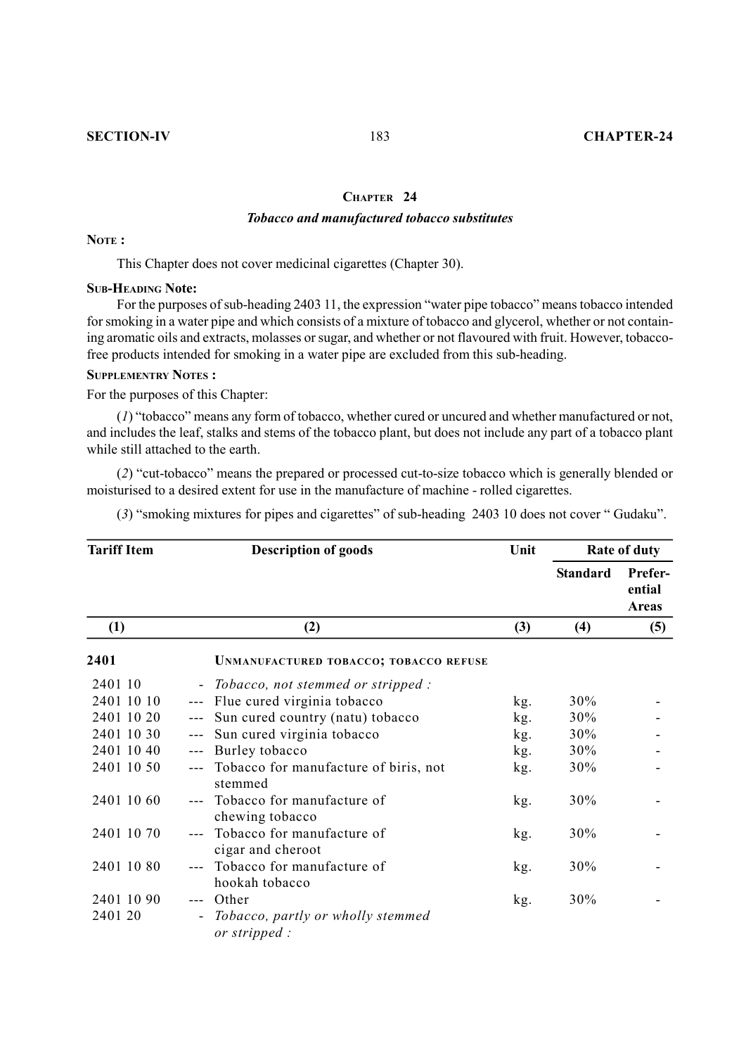## CHAPTER 24

### *Tobacco and manufactured tobacco substitutes*

**NOTE :**

This Chapter does not cover medicinal cigarettes (Chapter 30).

**SUB-HEADING Note:**

For the purposes of sub-heading 2403 11, the expression "water pipe tobacco" means tobacco intended for smoking in a water pipe and which consists of a mixture of tobacco and glycerol, whether or not containing aromatic oils and extracts, molasses or sugar, and whether or not flavoured with fruit. However, tobacco-free products intended for smoking in a water pipe are excluded from this sub-heading.

**SUPPLEMENTRY NOTES :**

For the purposes of this Chapter:

(*1*) "tobacco" means any form of tobacco, whether cured or uncured and whether manufactured or not, and includes the leaf, stalks and stems of the tobacco plant, but does not include any part of a tobacco plant while still attached to the earth.

(*2*) "cut-tobacco" means the prepared or processed cut-to-size tobacco which is generally blended or moisturised to a desired extent for use in the manufacture of machine - rolled cigarettes.

(*3*) "smoking mixtures for pipes and cigarettes" of sub-heading 2403 10 does not cover " Gudaku".

| Tariff Item | Description of goods | Unit | Rate of duty | |
|---|---|---|---|---|
| | | | Standard | Preferential Areas |
| (1) | (2) | (3) | (4) | (5) |
| **2401** | UNMANUFACTURED TOBACCO; TOBACCO REFUSE | | | |
| 2401 10 | - *Tobacco, not stemmed or stripped :* | | | |
| 2401 10 10 | --- Flue cured virginia tobacco | kg. | 30% | - |
| 2401 10 20 | --- Sun cured country (natu) tobacco | kg. | 30% | - |
| 2401 10 30 | --- Sun cured virginia tobacco | kg. | 30% | - |
| 2401 10 40 | --- Burley tobacco | kg. | 30% | - |
| 2401 10 50 | --- Tobacco for manufacture of biris, not stemmed | kg. | 30% | - |
| 2401 10 60 | --- Tobacco for manufacture of chewing tobacco | kg. | 30% | - |
| 2401 10 70 | --- Tobacco for manufacture of cigar and cheroot | kg. | 30% | - |
| 2401 10 80 | --- Tobacco for manufacture of hookah tobacco | kg. | 30% | - |
| 2401 10 90 | --- Other | kg. | 30% | - |
| 2401 20 | - *Tobacco, partly or wholly stemmed or stripped :* | | | |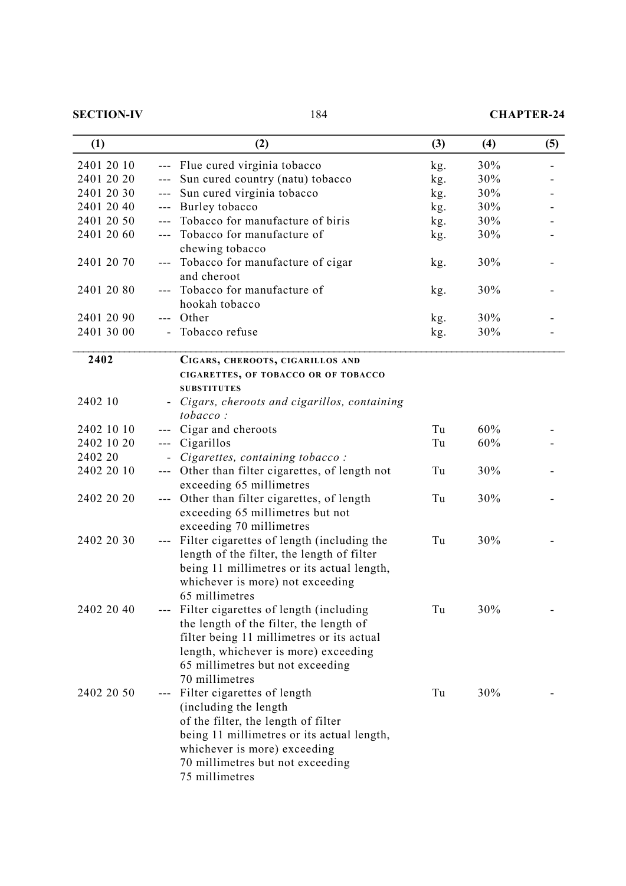| (1) | | (2) | (3) | (4) | (5) |
|---|---|---|---|---|---|
| 2401 20 10 | --- | Flue cured virginia tobacco | kg. | 30% | - |
| 2401 20 20 | --- | Sun cured country (natu) tobacco | kg. | 30% | - |
| 2401 20 30 | --- | Sun cured virginia tobacco | kg. | 30% | - |
| 2401 20 40 | --- | Burley tobacco | kg. | 30% | - |
| 2401 20 50 | --- | Tobacco for manufacture of biris | kg. | 30% | - |
| 2401 20 60 | --- | Tobacco for manufacture of chewing tobacco | kg. | 30% | - |
| 2401 20 70 | --- | Tobacco for manufacture of cigar and cheroot | kg. | 30% | - |
| 2401 20 80 | --- | Tobacco for manufacture of hookah tobacco | kg. | 30% | - |
| 2401 20 90 | --- | Other | kg. | 30% | - |
| 2401 30 00 | - | Tobacco refuse | kg. | 30% | - |
| **2402** | | **CIGARS, CHEROOTS, CIGARILLOS AND CIGARETTES, OF TOBACCO OR OF TOBACCO SUBSTITUTES** | | | |
| 2402 10 | - | *Cigars, cheroots and cigarillos, containing tobacco :* | | | |
| 2402 10 10 | --- | Cigar and cheroots | Tu | 60% | - |
| 2402 10 20 | --- | Cigarillos | Tu | 60% | - |
| 2402 20 | - | *Cigarettes, containing tobacco :* | | | |
| 2402 20 10 | --- | Other than filter cigarettes, of length not exceeding 65 millimetres | Tu | 30% | - |
| 2402 20 20 | --- | Other than filter cigarettes, of length exceeding 65 millimetres but not exceeding 70 millimetres | Tu | 30% | - |
| 2402 20 30 | --- | Filter cigarettes of length (including the length of the filter, the length of filter being 11 millimetres or its actual length, whichever is more) not exceeding 65 millimetres | Tu | 30% | - |
| 2402 20 40 | --- | Filter cigarettes of length (including the length of the filter, the length of filter being 11 millimetres or its actual length, whichever is more) exceeding 65 millimetres but not exceeding 70 millimetres | Tu | 30% | - |
| 2402 20 50 | --- | Filter cigarettes of length (including the length of the filter, the length of filter being 11 millimetres or its actual length, whichever is more) exceeding 70 millimetres but not exceeding 75 millimetres | Tu | 30% | - |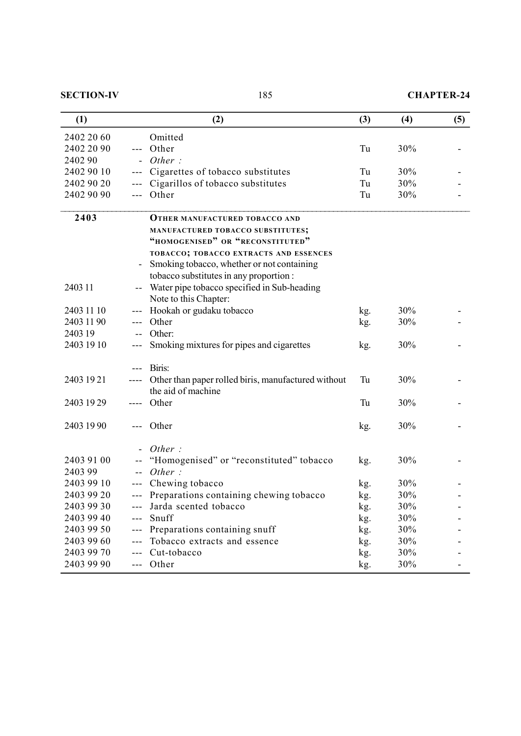| (1) | | (2) | (3) | (4) | (5) |
|---|---|---|---|---|---|
| 2402 20 60 | | Omitted | | | |
| 2402 20 90 | --- | Other | Tu | 30% | - |
| 2402 90 | - | *Other :* | | | |
| 2402 90 10 | --- | Cigarettes of tobacco substitutes | Tu | 30% | - |
| 2402 90 20 | --- | Cigarillos of tobacco substitutes | Tu | 30% | - |
| 2402 90 90 | --- | Other | Tu | 30% | - |
| **2403** | | **OTHER MANUFACTURED TOBACCO AND MANUFACTURED TOBACCO SUBSTITUTES; "HOMOGENISED" OR "RECONSTITUTED" TOBACCO; TOBACCO EXTRACTS AND ESSENCES** | | | |
| | - | Smoking tobacco, whether or not containing tobacco substitutes in any proportion : | | | |
| 2403 11 | -- | Water pipe tobacco specified in Sub-heading Note to this Chapter: | | | |
| 2403 11 10 | --- | Hookah or gudaku tobacco | kg. | 30% | - |
| 2403 11 90 | --- | Other | kg. | 30% | - |
| 2403 19 | -- | Other: | | | |
| 2403 19 10 | --- | Smoking mixtures for pipes and cigarettes | kg. | 30% | - |
| | --- | Biris: | | | |
| 2403 19 21 | ---- | Other than paper rolled biris, manufactured without the aid of machine | Tu | 30% | - |
| 2403 19 29 | ---- | Other | Tu | 30% | - |
| 2403 19 90 | --- | Other | kg. | 30% | - |
| | - | *Other :* | | | |
| 2403 91 00 | -- | "Homogenised" or "reconstituted" tobacco | kg. | 30% | - |
| 2403 99 | -- | *Other :* | | | |
| 2403 99 10 | --- | Chewing tobacco | kg. | 30% | - |
| 2403 99 20 | --- | Preparations containing chewing tobacco | kg. | 30% | - |
| 2403 99 30 | --- | Jarda scented tobacco | kg. | 30% | - |
| 2403 99 40 | --- | Snuff | kg. | 30% | - |
| 2403 99 50 | --- | Preparations containing snuff | kg. | 30% | - |
| 2403 99 60 | --- | Tobacco extracts and essence | kg. | 30% | - |
| 2403 99 70 | --- | Cut-tobacco | kg. | 30% | - |
| 2403 99 90 | --- | Other | kg. | 30% | - |